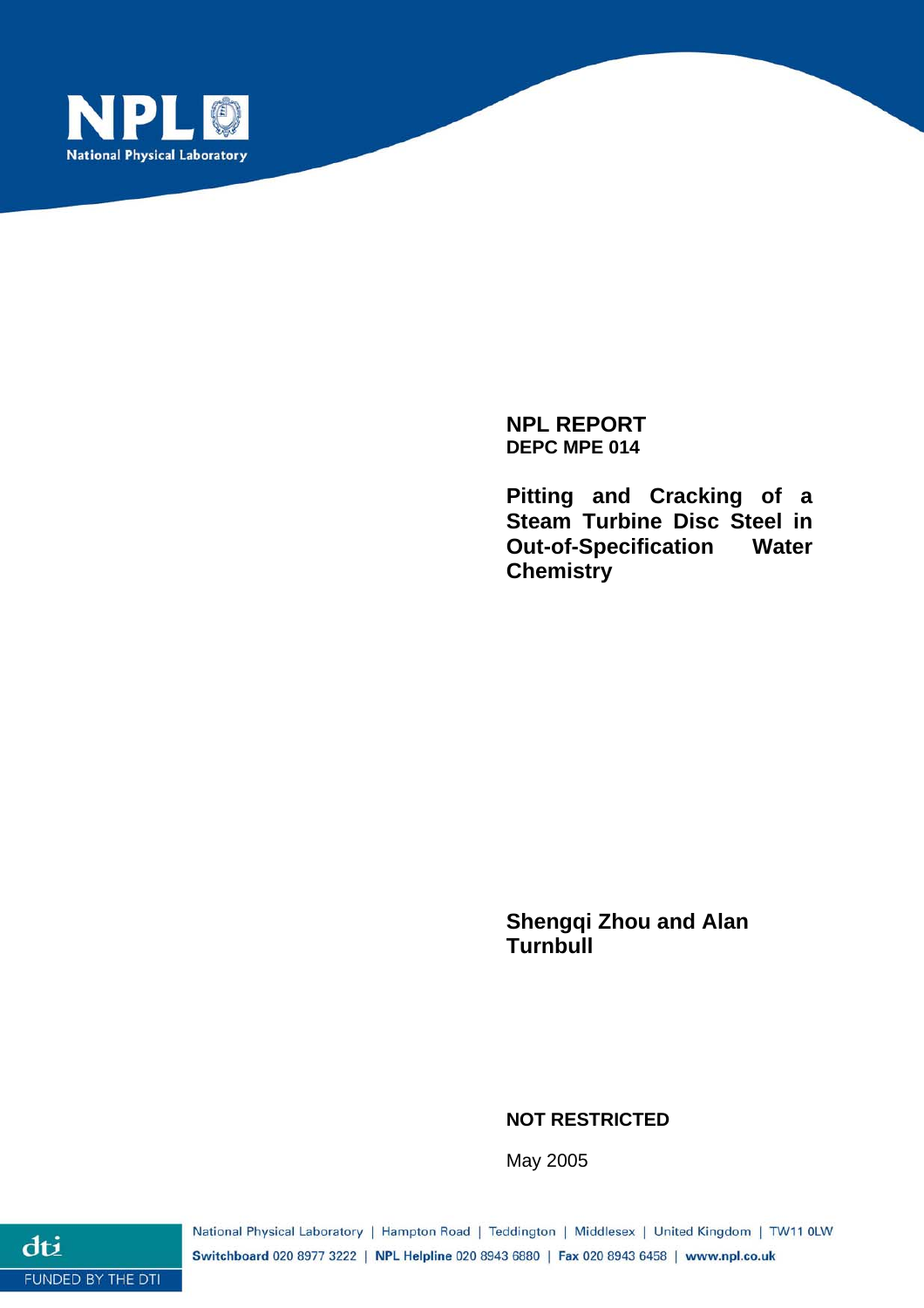NPL
National Physical Laboratory

**NPL REPORT**
**DEPC MPE 014**

# Pitting and Cracking of a Steam Turbine Disc Steel in Out-of-Specification Water Chemistry

**Shengqi Zhou and Alan Turnbull**

**NOT RESTRICTED**

May 2005

dti
FUNDED BY THE DTI

National Physical Laboratory | Hampton Road | Teddington | Middlesex | United Kingdom | TW11 0LW
**Switchboard** 020 8977 3222 | **NPL Helpline** 020 8943 6880 | **Fax** 020 8943 6458 | **www.npl.co.uk**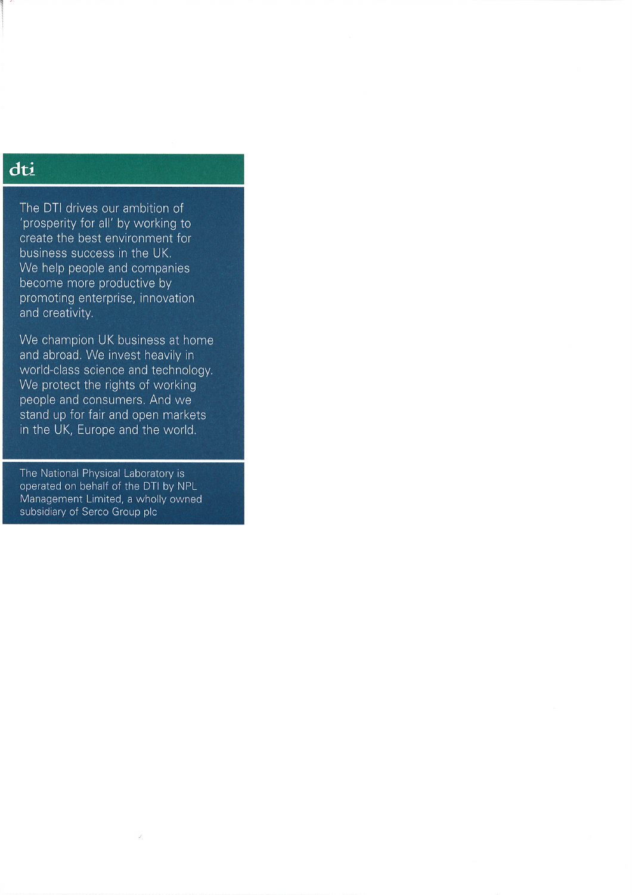dti

The DTI drives our ambition of 'prosperity for all' by working to create the best environment for business success in the UK. We help people and companies become more productive by promoting enterprise, innovation and creativity.

We champion UK business at home and abroad. We invest heavily in world-class science and technology. We protect the rights of working people and consumers. And we stand up for fair and open markets in the UK, Europe and the world.

The National Physical Laboratory is operated on behalf of the DTI by NPL Management Limited, a wholly owned subsidiary of Serco Group plc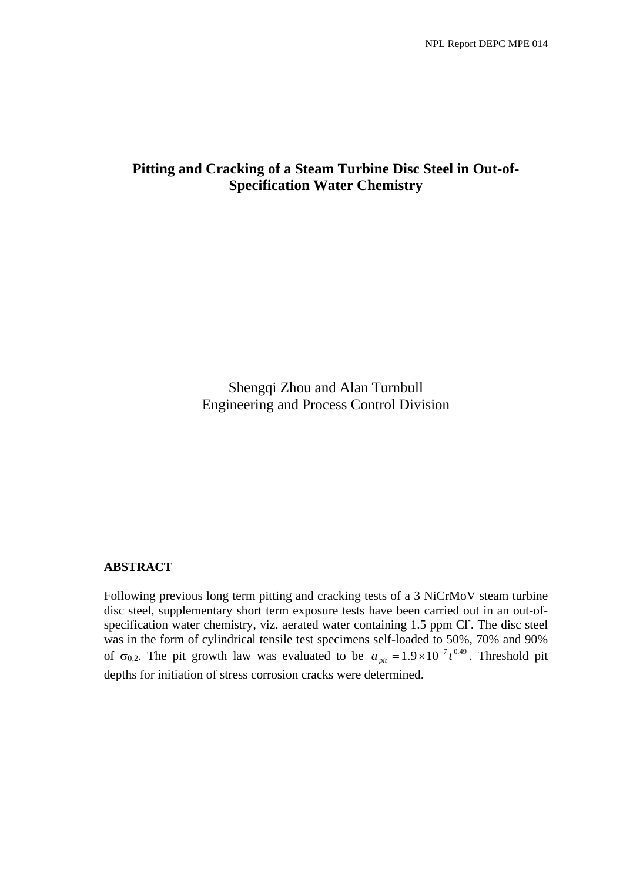# Pitting and Cracking of a Steam Turbine Disc Steel in Out-of-Specification Water Chemistry

Shengqi Zhou and Alan Turnbull
Engineering and Process Control Division

## ABSTRACT

Following previous long term pitting and cracking tests of a 3 NiCrMoV steam turbine disc steel, supplementary short term exposure tests have been carried out in an out-of-specification water chemistry, viz. aerated water containing 1.5 ppm $Cl^-$. The disc steel was in the form of cylindrical tensile test specimens self-loaded to 50%, 70% and 90% of $\sigma_{0.2}$. The pit growth law was evaluated to be $a_{pit} = 1.9 \times 10^{-7} t^{0.49}$. Threshold pit depths for initiation of stress corrosion cracks were determined.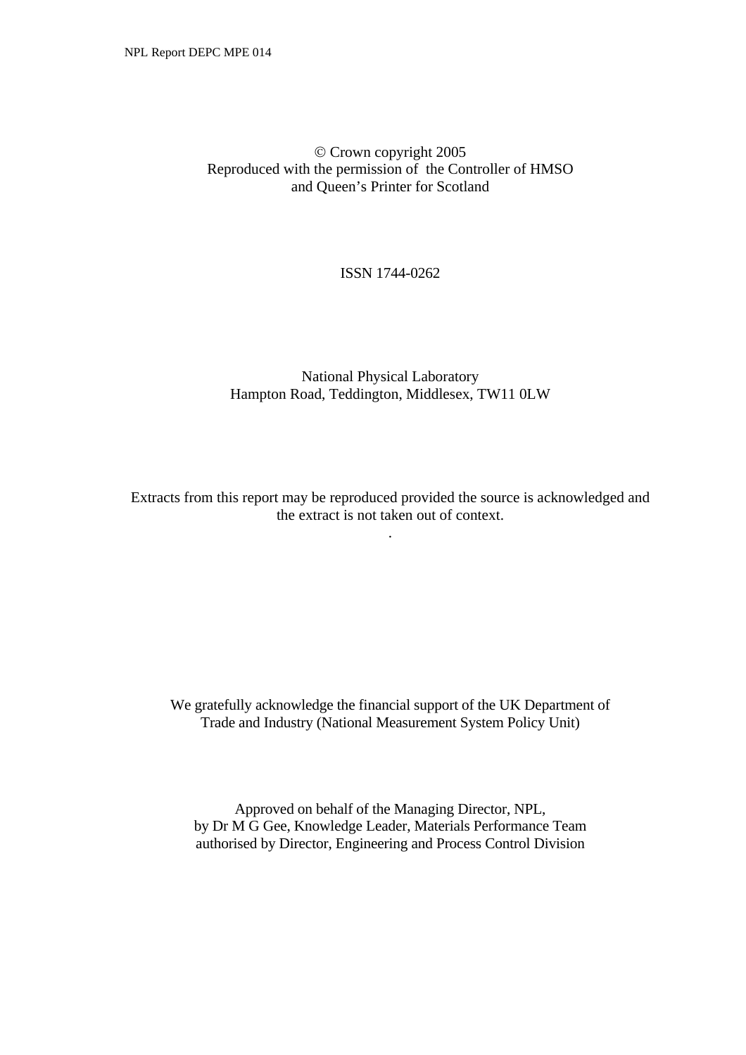© Crown copyright 2005
Reproduced with the permission of the Controller of HMSO
and Queen's Printer for Scotland

ISSN 1744-0262

National Physical Laboratory
Hampton Road, Teddington, Middlesex, TW11 0LW

Extracts from this report may be reproduced provided the source is acknowledged and the extract is not taken out of context.

We gratefully acknowledge the financial support of the UK Department of Trade and Industry (National Measurement System Policy Unit)

Approved on behalf of the Managing Director, NPL,
by Dr M G Gee, Knowledge Leader, Materials Performance Team
authorised by Director, Engineering and Process Control Division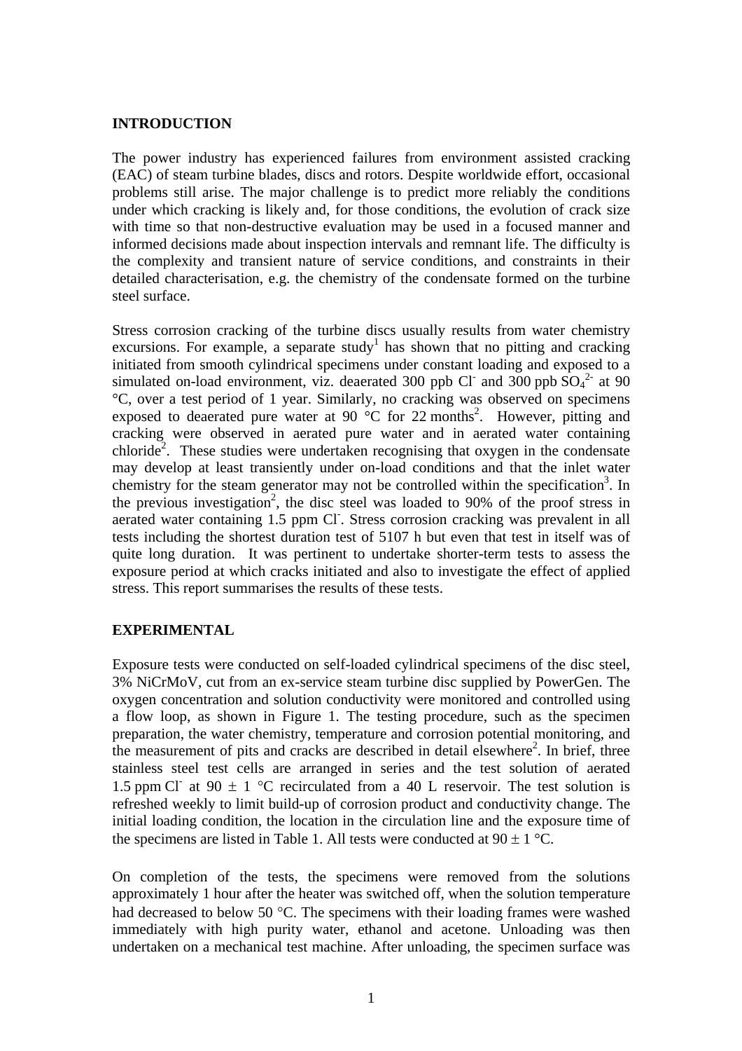## INTRODUCTION

The power industry has experienced failures from environment assisted cracking (EAC) of steam turbine blades, discs and rotors. Despite worldwide effort, occasional problems still arise. The major challenge is to predict more reliably the conditions under which cracking is likely and, for those conditions, the evolution of crack size with time so that non-destructive evaluation may be used in a focused manner and informed decisions made about inspection intervals and remnant life. The difficulty is the complexity and transient nature of service conditions, and constraints in their detailed characterisation, e.g. the chemistry of the condensate formed on the turbine steel surface.

Stress corrosion cracking of the turbine discs usually results from water chemistry excursions. For example, a separate study[1] has shown that no pitting and cracking initiated from smooth cylindrical specimens under constant loading and exposed to a simulated on-load environment, viz. deaerated 300 ppb $Cl^-$ and 300 ppb $SO_4^{2-}$ at 90 °C, over a test period of 1 year. Similarly, no cracking was observed on specimens exposed to deaerated pure water at 90 °C for 22 months[2]. However, pitting and cracking were observed in aerated pure water and in aerated water containing chloride[2]. These studies were undertaken recognising that oxygen in the condensate may develop at least transiently under on-load conditions and that the inlet water chemistry for the steam generator may not be controlled within the specification[3]. In the previous investigation[2], the disc steel was loaded to 90% of the proof stress in aerated water containing 1.5 ppm $Cl^-$. Stress corrosion cracking was prevalent in all tests including the shortest duration test of 5107 h but even that test in itself was of quite long duration. It was pertinent to undertake shorter-term tests to assess the exposure period at which cracks initiated and also to investigate the effect of applied stress. This report summarises the results of these tests.

## EXPERIMENTAL

Exposure tests were conducted on self-loaded cylindrical specimens of the disc steel, 3% NiCrMoV, cut from an ex-service steam turbine disc supplied by PowerGen. The oxygen concentration and solution conductivity were monitored and controlled using a flow loop, as shown in Figure 1. The testing procedure, such as the specimen preparation, the water chemistry, temperature and corrosion potential monitoring, and the measurement of pits and cracks are described in detail elsewhere[2]. In brief, three stainless steel test cells are arranged in series and the test solution of aerated 1.5 ppm $Cl^-$ at 90 ± 1 °C recirculated from a 40 L reservoir. The test solution is refreshed weekly to limit build-up of corrosion product and conductivity change. The initial loading condition, the location in the circulation line and the exposure time of the specimens are listed in Table 1. All tests were conducted at 90 ± 1 °C.

On completion of the tests, the specimens were removed from the solutions approximately 1 hour after the heater was switched off, when the solution temperature had decreased to below 50 °C. The specimens with their loading frames were washed immediately with high purity water, ethanol and acetone. Unloading was then undertaken on a mechanical test machine. After unloading, the specimen surface was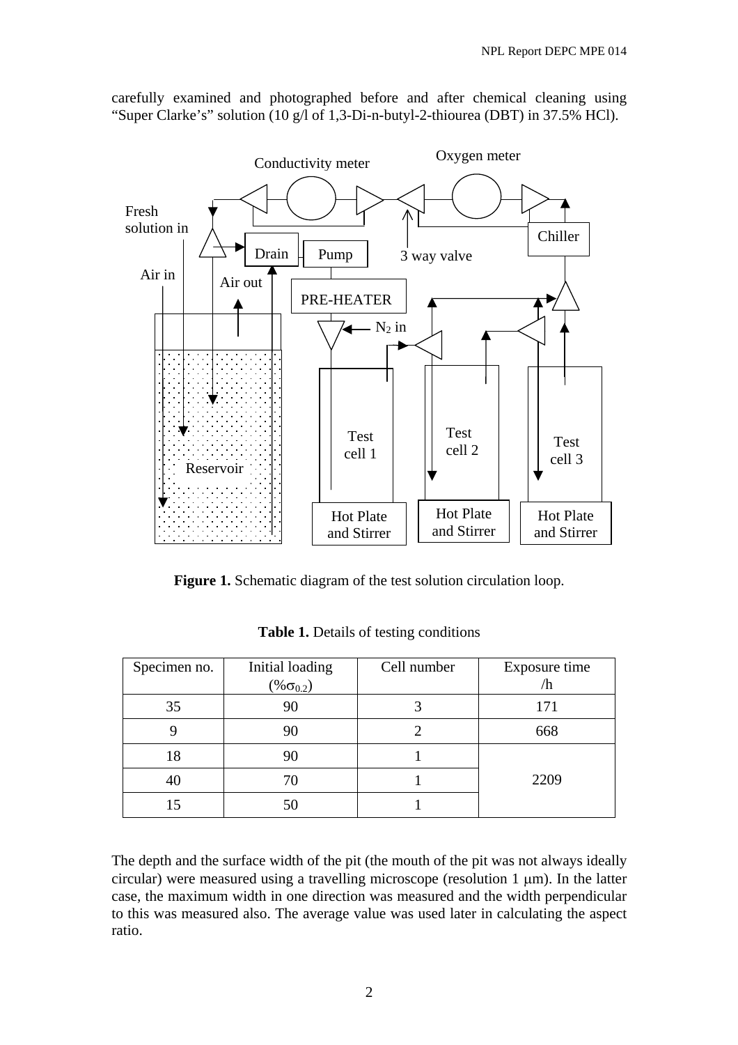carefully examined and photographed before and after chemical cleaning using "Super Clarke's" solution (10 g/l of 1,3-Di-n-butyl-2-thiourea (DBT) in 37.5% HCl).

**Figure 1.** Schematic diagram of the test solution circulation loop.

**Table 1.** Details of testing conditions

| Specimen no. | Initial loading ($\%\sigma_{0.2}$) | Cell number | Exposure time /h |
|---|---|---|---|
| 35 | 90 | 3 | 171 |
| 9 | 90 | 2 | 668 |
| 18 | 90 | 1 | 2209 |
| 40 | 70 | 1 | |
| 15 | 50 | 1 | |

The depth and the surface width of the pit (the mouth of the pit was not always ideally circular) were measured using a travelling microscope (resolution 1 μm). In the latter case, the maximum width in one direction was measured and the width perpendicular to this was measured also. The average value was used later in calculating the aspect ratio.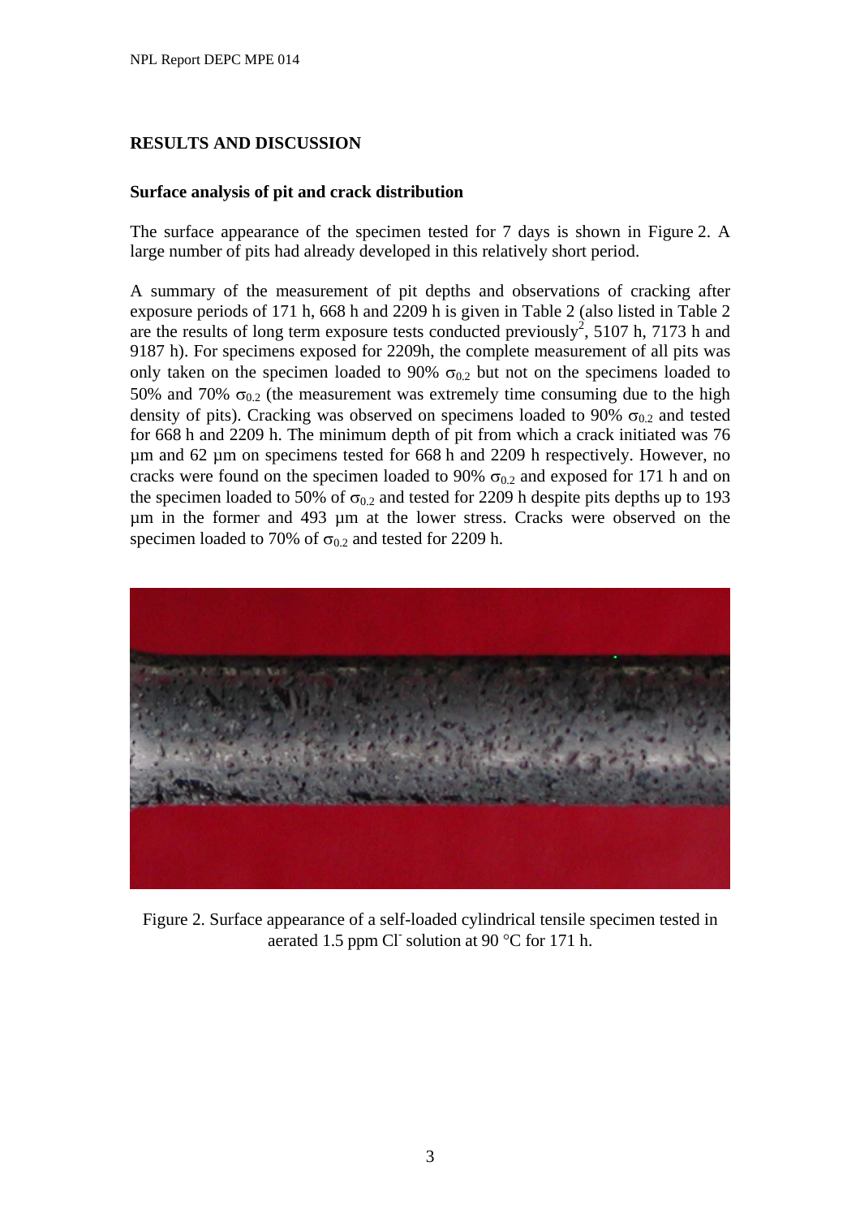## RESULTS AND DISCUSSION

### Surface analysis of pit and crack distribution

The surface appearance of the specimen tested for 7 days is shown in Figure 2. A large number of pits had already developed in this relatively short period.

A summary of the measurement of pit depths and observations of cracking after exposure periods of 171 h, 668 h and 2209 h is given in Table 2 (also listed in Table 2 are the results of long term exposure tests conducted previously[2], 5107 h, 7173 h and 9187 h). For specimens exposed for 2209h, the complete measurement of all pits was only taken on the specimen loaded to 90% $\sigma_{0.2}$ but not on the specimens loaded to 50% and 70% $\sigma_{0.2}$ (the measurement was extremely time consuming due to the high density of pits). Cracking was observed on specimens loaded to 90% $\sigma_{0.2}$ and tested for 668 h and 2209 h. The minimum depth of pit from which a crack initiated was 76 µm and 62 µm on specimens tested for 668 h and 2209 h respectively. However, no cracks were found on the specimen loaded to 90% $\sigma_{0.2}$ and exposed for 171 h and on the specimen loaded to 50% of $\sigma_{0.2}$ and tested for 2209 h despite pits depths up to 193 µm in the former and 493 µm at the lower stress. Cracks were observed on the specimen loaded to 70% of $\sigma_{0.2}$ and tested for 2209 h.

Figure 2. Surface appearance of a self-loaded cylindrical tensile specimen tested in aerated 1.5 ppm $Cl^-$ solution at 90 °C for 171 h.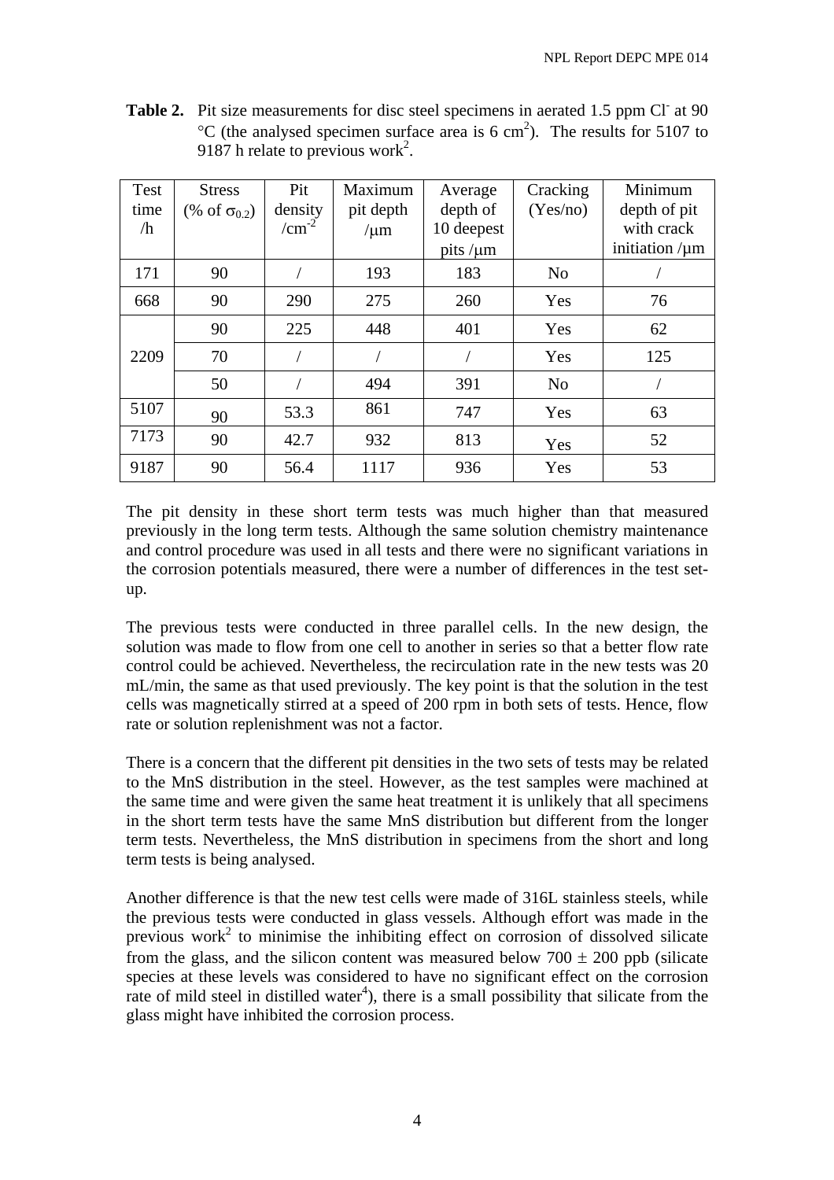**Table 2.** Pit size measurements for disc steel specimens in aerated 1.5 ppm $Cl^-$ at 90 °C (the analysed specimen surface area is 6 $cm^2$). The results for 5107 to 9187 h relate to previous work[2].

| Test time /h | Stress (% of $\sigma_{0.2}$) | Pit density /$cm^{-2}$ | Maximum pit depth /μm | Average depth of 10 deepest pits /μm | Cracking (Yes/no) | Minimum depth of pit with crack initiation /μm |
|---|---|---|---|---|---|---|
| 171 | 90 | / | 193 | 183 | No | / |
| 668 | 90 | 290 | 275 | 260 | Yes | 76 |
| 2209 | 90 | 225 | 448 | 401 | Yes | 62 |
| | 70 | / | / | / | Yes | 125 |
| | 50 | / | 494 | 391 | No | / |
| 5107 | 90 | 53.3 | 861 | 747 | Yes | 63 |
| 7173 | 90 | 42.7 | 932 | 813 | Yes | 52 |
| 9187 | 90 | 56.4 | 1117 | 936 | Yes | 53 |

The pit density in these short term tests was much higher than that measured previously in the long term tests. Although the same solution chemistry maintenance and control procedure was used in all tests and there were no significant variations in the corrosion potentials measured, there were a number of differences in the test set-up.

The previous tests were conducted in three parallel cells. In the new design, the solution was made to flow from one cell to another in series so that a better flow rate control could be achieved. Nevertheless, the recirculation rate in the new tests was 20 mL/min, the same as that used previously. The key point is that the solution in the test cells was magnetically stirred at a speed of 200 rpm in both sets of tests. Hence, flow rate or solution replenishment was not a factor.

There is a concern that the different pit densities in the two sets of tests may be related to the MnS distribution in the steel. However, as the test samples were machined at the same time and were given the same heat treatment it is unlikely that all specimens in the short term tests have the same MnS distribution but different from the longer term tests. Nevertheless, the MnS distribution in specimens from the short and long term tests is being analysed.

Another difference is that the new test cells were made of 316L stainless steels, while the previous tests were conducted in glass vessels. Although effort was made in the previous work[2] to minimise the inhibiting effect on corrosion of dissolved silicate from the glass, and the silicon content was measured below 700 ± 200 ppb (silicate species at these levels was considered to have no significant effect on the corrosion rate of mild steel in distilled water[4]), there is a small possibility that silicate from the glass might have inhibited the corrosion process.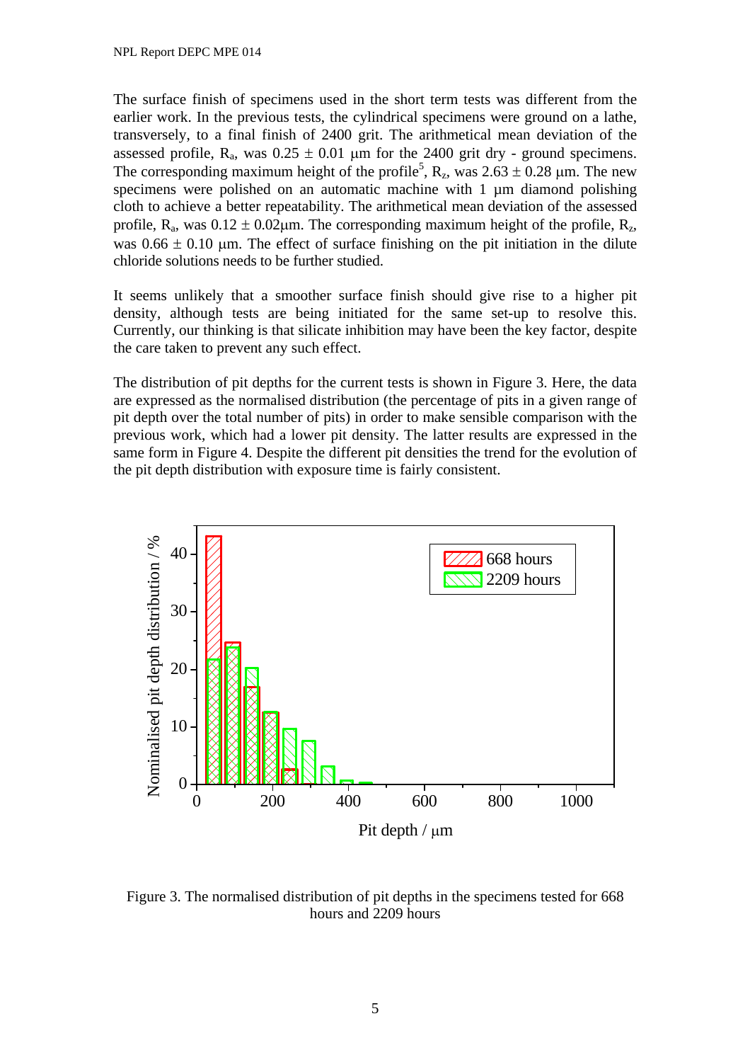The surface finish of specimens used in the short term tests was different from the earlier work. In the previous tests, the cylindrical specimens were ground on a lathe, transversely, to a final finish of 2400 grit. The arithmetical mean deviation of the assessed profile, $R_a$, was 0.25 ± 0.01 µm for the 2400 grit dry - ground specimens. The corresponding maximum height of the profile[5], $R_z$, was 2.63 ± 0.28 µm. The new specimens were polished on an automatic machine with 1 µm diamond polishing cloth to achieve a better repeatability. The arithmetical mean deviation of the assessed profile, $R_a$, was 0.12 ± 0.02µm. The corresponding maximum height of the profile, $R_z$, was 0.66 ± 0.10 µm. The effect of surface finishing on the pit initiation in the dilute chloride solutions needs to be further studied.

It seems unlikely that a smoother surface finish should give rise to a higher pit density, although tests are being initiated for the same set-up to resolve this. Currently, our thinking is that silicate inhibition may have been the key factor, despite the care taken to prevent any such effect.

The distribution of pit depths for the current tests is shown in Figure 3. Here, the data are expressed as the normalised distribution (the percentage of pits in a given range of pit depth over the total number of pits) in order to make sensible comparison with the previous work, which had a lower pit density. The latter results are expressed in the same form in Figure 4. Despite the different pit densities the trend for the evolution of the pit depth distribution with exposure time is fairly consistent.

Figure 3. The normalised distribution of pit depths in the specimens tested for 668 hours and 2209 hours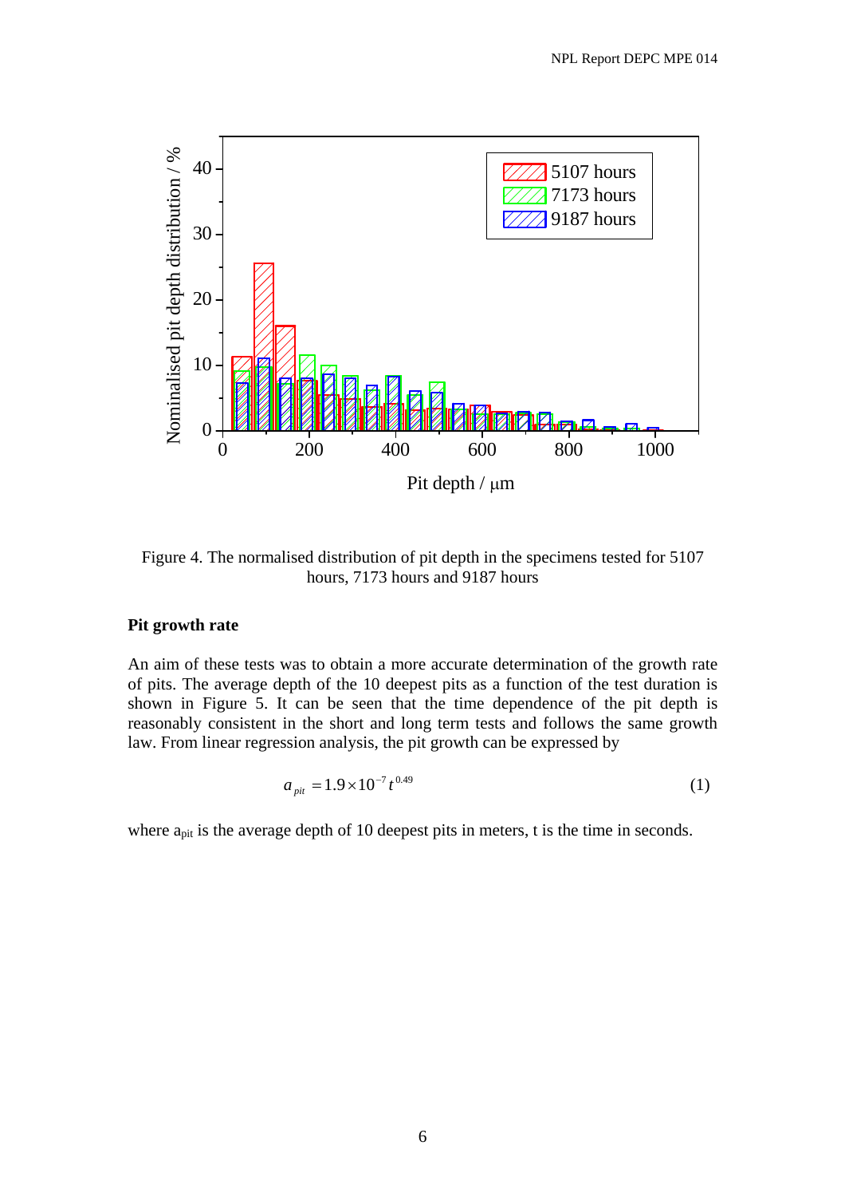Figure 4. The normalised distribution of pit depth in the specimens tested for 5107 hours, 7173 hours and 9187 hours

**Pit growth rate**

An aim of these tests was to obtain a more accurate determination of the growth rate of pits. The average depth of the 10 deepest pits as a function of the test duration is shown in Figure 5. It can be seen that the time dependence of the pit depth is reasonably consistent in the short and long term tests and follows the same growth law. From linear regression analysis, the pit growth can be expressed by

$$a_{pit} = 1.9 \times 10^{-7} t^{0.49} \tag{1}$$

where $a_{pit}$ is the average depth of 10 deepest pits in meters, t is the time in seconds.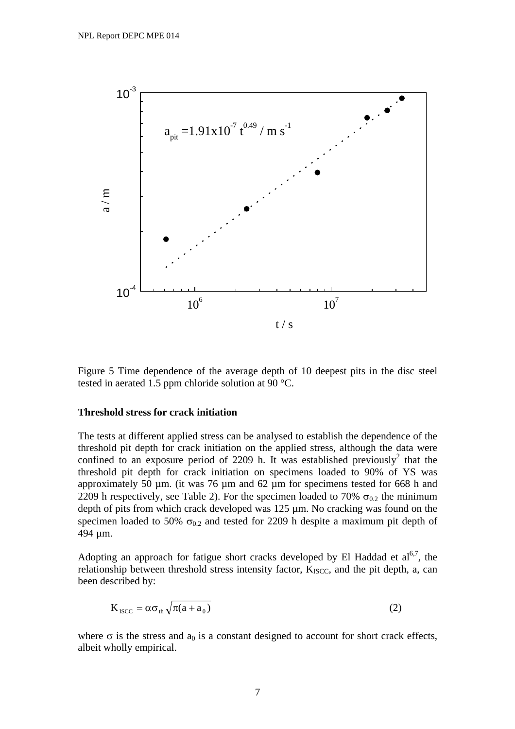Figure 5 Time dependence of the average depth of 10 deepest pits in the disc steel tested in aerated 1.5 ppm chloride solution at 90 °C.

**Threshold stress for crack initiation**

The tests at different applied stress can be analysed to establish the dependence of the threshold pit depth for crack initiation on the applied stress, although the data were confined to an exposure period of 2209 h. It was established previously[2] that the threshold pit depth for crack initiation on specimens loaded to 90% of YS was approximately 50 µm. (it was 76 µm and 62 µm for specimens tested for 668 h and 2209 h respectively, see Table 2). For the specimen loaded to 70% $\sigma_{0.2}$ the minimum depth of pits from which crack developed was 125 µm. No cracking was found on the specimen loaded to 50% $\sigma_{0.2}$ and tested for 2209 h despite a maximum pit depth of 494 µm.

Adopting an approach for fatigue short cracks developed by El Haddad et al[6,7], the relationship between threshold stress intensity factor, $K_{ISCC}$, and the pit depth, a, can been described by:

$$K_{ISCC} = \alpha\sigma_{th}\sqrt{\pi(a + a_0)} \tag{2}$$

where $\sigma$ is the stress and $a_0$ is a constant designed to account for short crack effects, albeit wholly empirical.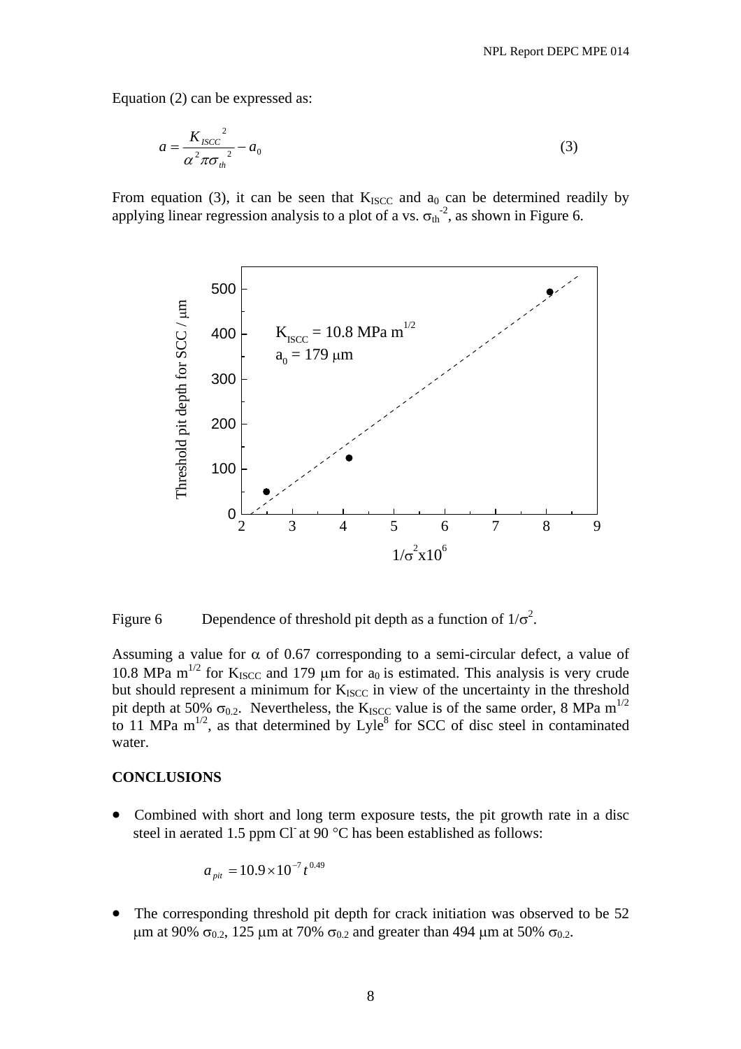Equation (2) can be expressed as:

$$a = \frac{K_{ISCC}^{\ 2}}{\alpha^2 \pi \sigma_{th}^{\ 2}} - a_0 \qquad (3)$$

From equation (3), it can be seen that $K_{ISCC}$ and $a_0$ can be determined readily by applying linear regression analysis to a plot of a vs. $\sigma_{th}^{-2}$, as shown in Figure 6.

Figure 6 Dependence of threshold pit depth as a function of $1/\sigma^2$.

Assuming a value for $\alpha$ of 0.67 corresponding to a semi-circular defect, a value of 10.8 MPa $m^{1/2}$ for $K_{ISCC}$ and 179 μm for $a_0$ is estimated. This analysis is very crude but should represent a minimum for $K_{ISCC}$ in view of the uncertainty in the threshold pit depth at 50% $\sigma_{0.2}$. Nevertheless, the $K_{ISCC}$ value is of the same order, 8 MPa $m^{1/2}$ to 11 MPa $m^{1/2}$, as that determined by Lyle[8] for SCC of disc steel in contaminated water.

**CONCLUSIONS**

- Combined with short and long term exposure tests, the pit growth rate in a disc steel in aerated 1.5 ppm $Cl^-$ at 90 °C has been established as follows:

$$a_{pit} = 10.9 \times 10^{-7} t^{0.49}$$

- The corresponding threshold pit depth for crack initiation was observed to be 52 μm at 90% $\sigma_{0.2}$, 125 μm at 70% $\sigma_{0.2}$ and greater than 494 μm at 50% $\sigma_{0.2}$.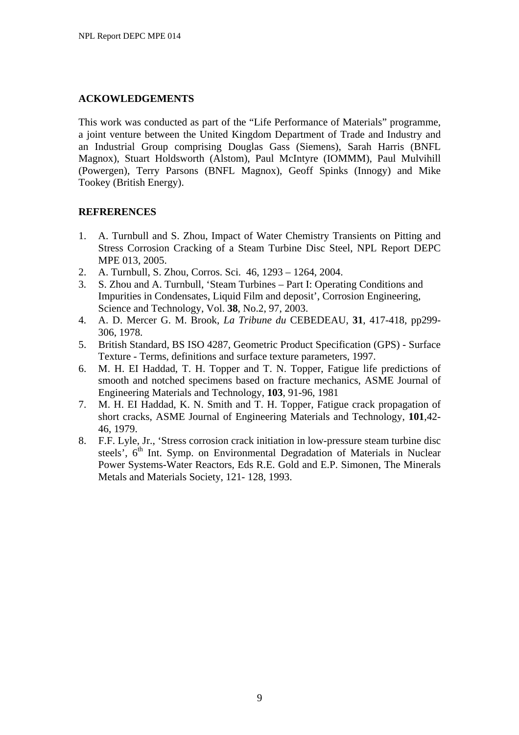## ACKOWLEDGEMENTS

This work was conducted as part of the “Life Performance of Materials” programme, a joint venture between the United Kingdom Department of Trade and Industry and an Industrial Group comprising Douglas Gass (Siemens), Sarah Harris (BNFL Magnox), Stuart Holdsworth (Alstom), Paul McIntyre (IOMMM), Paul Mulvihill (Powergen), Terry Parsons (BNFL Magnox), Geoff Spinks (Innogy) and Mike Tookey (British Energy).

## REFRERENCES

1. A. Turnbull and S. Zhou, Impact of Water Chemistry Transients on Pitting and Stress Corrosion Cracking of a Steam Turbine Disc Steel, NPL Report DEPC MPE 013, 2005.
2. A. Turnbull, S. Zhou, Corros. Sci. 46, 1293 – 1264, 2004.
3. S. Zhou and A. Turnbull, ‘Steam Turbines – Part I: Operating Conditions and Impurities in Condensates, Liquid Film and deposit’, Corrosion Engineering, Science and Technology, Vol. **38**, No.2, 97, 2003.
4. A. D. Mercer G. M. Brook, *La Tribune du* CEBEDEAU, **31**, 417-418, pp299-306, 1978.
5. British Standard, BS ISO 4287, Geometric Product Specification (GPS) - Surface Texture - Terms, definitions and surface texture parameters, 1997.
6. M. H. EI Haddad, T. H. Topper and T. N. Topper, Fatigue life predictions of smooth and notched specimens based on fracture mechanics, ASME Journal of Engineering Materials and Technology, **103**, 91-96, 1981
7. M. H. EI Haddad, K. N. Smith and T. H. Topper, Fatigue crack propagation of short cracks, ASME Journal of Engineering Materials and Technology, **101**,42-46, 1979.
8. F.F. Lyle, Jr., ‘Stress corrosion crack initiation in low-pressure steam turbine disc steels’, 6$^{th}$ Int. Symp. on Environmental Degradation of Materials in Nuclear Power Systems-Water Reactors, Eds R.E. Gold and E.P. Simonen, The Minerals Metals and Materials Society, 121- 128, 1993.